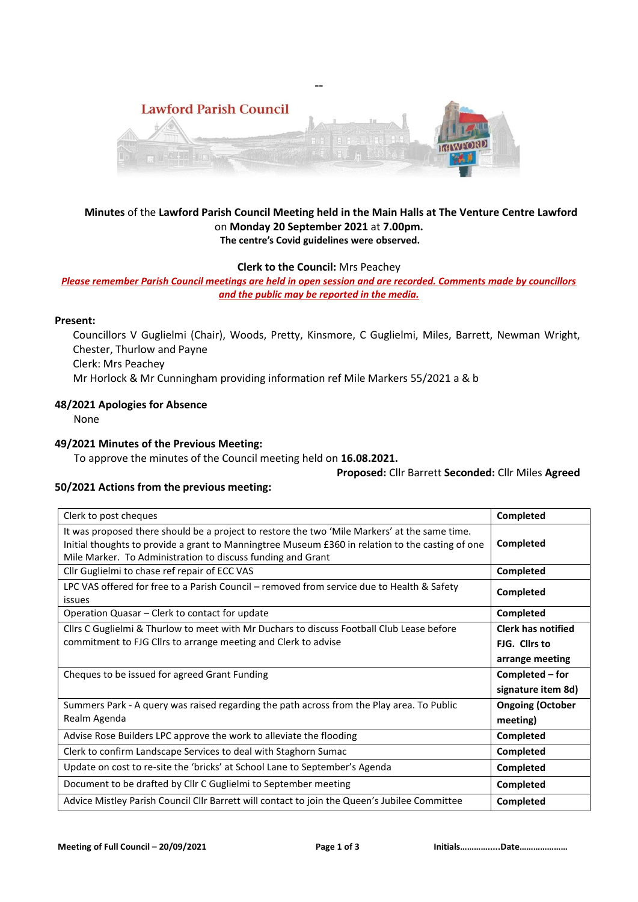--

Lawford Parish Council

**Minutes** of the **Lawford Parish Council Meeting held in the Main Halls at The Venture Centre Lawford** on **Monday 20 September 2021** at **7.00pm.**
**The centre's Covid guidelines were observed.**

**Clerk to the Council:** Mrs Peachey

***Please remember Parish Council meetings are held in open session and are recorded. Comments made by councillors and the public may be reported in the media.***

**Present:**

Councillors V Guglielmi (Chair), Woods, Pretty, Kinsmore, C Guglielmi, Miles, Barrett, Newman Wright, Chester, Thurlow and Payne
Clerk: Mrs Peachey
Mr Horlock & Mr Cunningham providing information ref Mile Markers 55/2021 a & b

**48/2021 Apologies for Absence**

None

**49/2021 Minutes of the Previous Meeting:**

To approve the minutes of the Council meeting held on **16.08.2021.**

**Proposed:** Cllr Barrett **Seconded:** Cllr Miles **Agreed**

**50/2021 Actions from the previous meeting:**

| | |
|---|---|
| Clerk to post cheques | **Completed** |
| It was proposed there should be a project to restore the two 'Mile Markers' at the same time. Initial thoughts to provide a grant to Manningtree Museum £360 in relation to the casting of one Mile Marker. To Administration to discuss funding and Grant | **Completed** |
| Cllr Guglielmi to chase ref repair of ECC VAS | **Completed** |
| LPC VAS offered for free to a Parish Council – removed from service due to Health & Safety issues | **Completed** |
| Operation Quasar – Clerk to contact for update | **Completed** |
| Cllrs C Guglielmi & Thurlow to meet with Mr Duchars to discuss Football Club Lease before commitment to FJG Cllrs to arrange meeting and Clerk to advise | **Clerk has notified FJG. Cllrs to arrange meeting** |
| Cheques to be issued for agreed Grant Funding | **Completed – for signature item 8d)** |
| Summers Park - A query was raised regarding the path across from the Play area. To Public Realm Agenda | **Ongoing (October meeting)** |
| Advise Rose Builders LPC approve the work to alleviate the flooding | **Completed** |
| Clerk to confirm Landscape Services to deal with Staghorn Sumac | **Completed** |
| Update on cost to re-site the 'bricks' at School Lane to September's Agenda | **Completed** |
| Document to be drafted by Cllr C Guglielmi to September meeting | **Completed** |
| Advice Mistley Parish Council Cllr Barrett will contact to join the Queen's Jubilee Committee | **Completed** |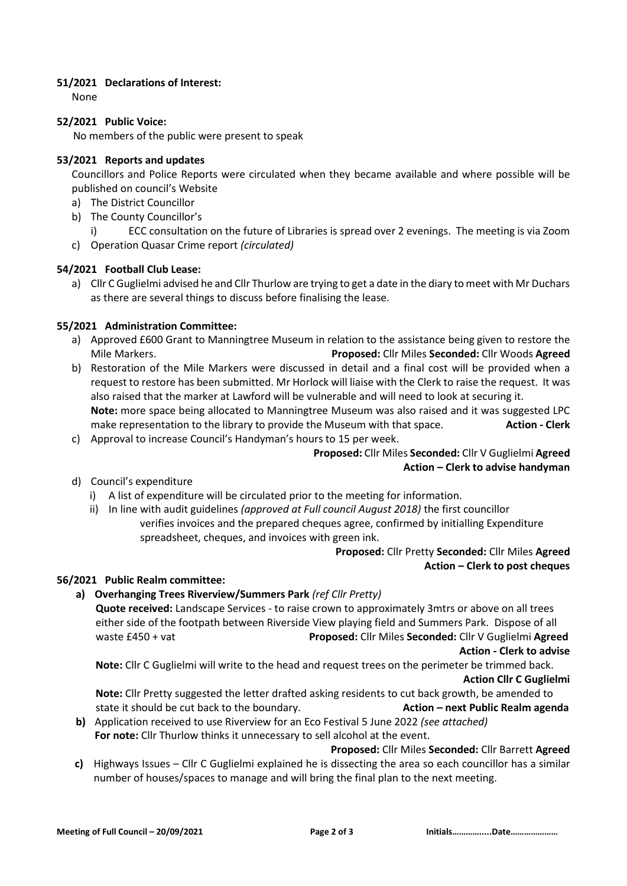**51/2021 Declarations of Interest:**

None

**52/2021 Public Voice:**

No members of the public were present to speak

**53/2021 Reports and updates**

Councillors and Police Reports were circulated when they became available and where possible will be published on council's Website

a) The District Councillor
b) The County Councillor's
   i) ECC consultation on the future of Libraries is spread over 2 evenings. The meeting is via Zoom
c) Operation Quasar Crime report *(circulated)*

**54/2021 Football Club Lease:**

a) Cllr C Guglielmi advised he and Cllr Thurlow are trying to get a date in the diary to meet with Mr Duchars as there are several things to discuss before finalising the lease.

**55/2021 Administration Committee:**

a) Approved £600 Grant to Manningtree Museum in relation to the assistance being given to restore the Mile Markers. **Proposed:** Cllr Miles **Seconded:** Cllr Woods **Agreed**
b) Restoration of the Mile Markers were discussed in detail and a final cost will be provided when a request to restore has been submitted. Mr Horlock will liaise with the Clerk to raise the request. It was also raised that the marker at Lawford will be vulnerable and will need to look at securing it.
   **Note:** more space being allocated to Manningtree Museum was also raised and it was suggested LPC make representation to the library to provide the Museum with that space. **Action - Clerk**
c) Approval to increase Council's Handyman's hours to 15 per week.
   **Proposed:** Cllr Miles **Seconded:** Cllr V Guglielmi **Agreed**
   **Action – Clerk to advise handyman**
d) Council's expenditure
   i) A list of expenditure will be circulated prior to the meeting for information.
   ii) In line with audit guidelines *(approved at Full council August 2018)* the first councillor verifies invoices and the prepared cheques agree, confirmed by initialling Expenditure spreadsheet, cheques, and invoices with green ink.
   **Proposed:** Cllr Pretty **Seconded:** Cllr Miles **Agreed**
   **Action – Clerk to post cheques**

**56/2021 Public Realm committee:**

a) **Overhanging Trees Riverview/Summers Park** *(ref Cllr Pretty)*
   **Quote received:** Landscape Services - to raise crown to approximately 3mtrs or above on all trees either side of the footpath between Riverside View playing field and Summers Park. Dispose of all waste £450 + vat **Proposed:** Cllr Miles **Seconded:** Cllr V Guglielmi **Agreed**
   **Action - Clerk to advise**
   **Note:** Cllr C Guglielmi will write to the head and request trees on the perimeter be trimmed back.
   **Action Cllr C Guglielmi**
   **Note:** Cllr Pretty suggested the letter drafted asking residents to cut back growth, be amended to state it should be cut back to the boundary. **Action – next Public Realm agenda**
b) Application received to use Riverview for an Eco Festival 5 June 2022 *(see attached)*
   **For note:** Cllr Thurlow thinks it unnecessary to sell alcohol at the event.
   **Proposed:** Cllr Miles **Seconded:** Cllr Barrett **Agreed**
c) Highways Issues – Cllr C Guglielmi explained he is dissecting the area so each councillor has a similar number of houses/spaces to manage and will bring the final plan to the next meeting.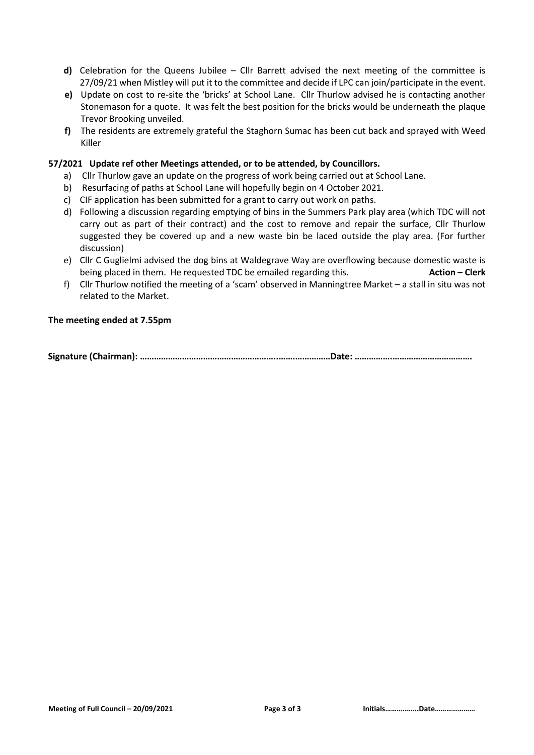**d)** Celebration for the Queens Jubilee – Cllr Barrett advised the next meeting of the committee is 27/09/21 when Mistley will put it to the committee and decide if LPC can join/participate in the event.

**e)** Update on cost to re-site the 'bricks' at School Lane. Cllr Thurlow advised he is contacting another Stonemason for a quote. It was felt the best position for the bricks would be underneath the plaque Trevor Brooking unveiled.

**f)** The residents are extremely grateful the Staghorn Sumac has been cut back and sprayed with Weed Killer

**57/2021 Update ref other Meetings attended, or to be attended, by Councillors.**

a) Cllr Thurlow gave an update on the progress of work being carried out at School Lane.

b) Resurfacing of paths at School Lane will hopefully begin on 4 October 2021.

c) CIF application has been submitted for a grant to carry out work on paths.

d) Following a discussion regarding emptying of bins in the Summers Park play area (which TDC will not carry out as part of their contract) and the cost to remove and repair the surface, Cllr Thurlow suggested they be covered up and a new waste bin be laced outside the play area. (For further discussion)

e) Cllr C Guglielmi advised the dog bins at Waldegrave Way are overflowing because domestic waste is being placed in them. He requested TDC be emailed regarding this. **Action – Clerk**

f) Cllr Thurlow notified the meeting of a 'scam' observed in Manningtree Market – a stall in situ was not related to the Market.

**The meeting ended at 7.55pm**

**Signature (Chairman): ………………………………………………………..……………….Date: ……………..……………………………**

**Meeting of Full Council – 20/09/2021** **Initials……………..Date…………………**